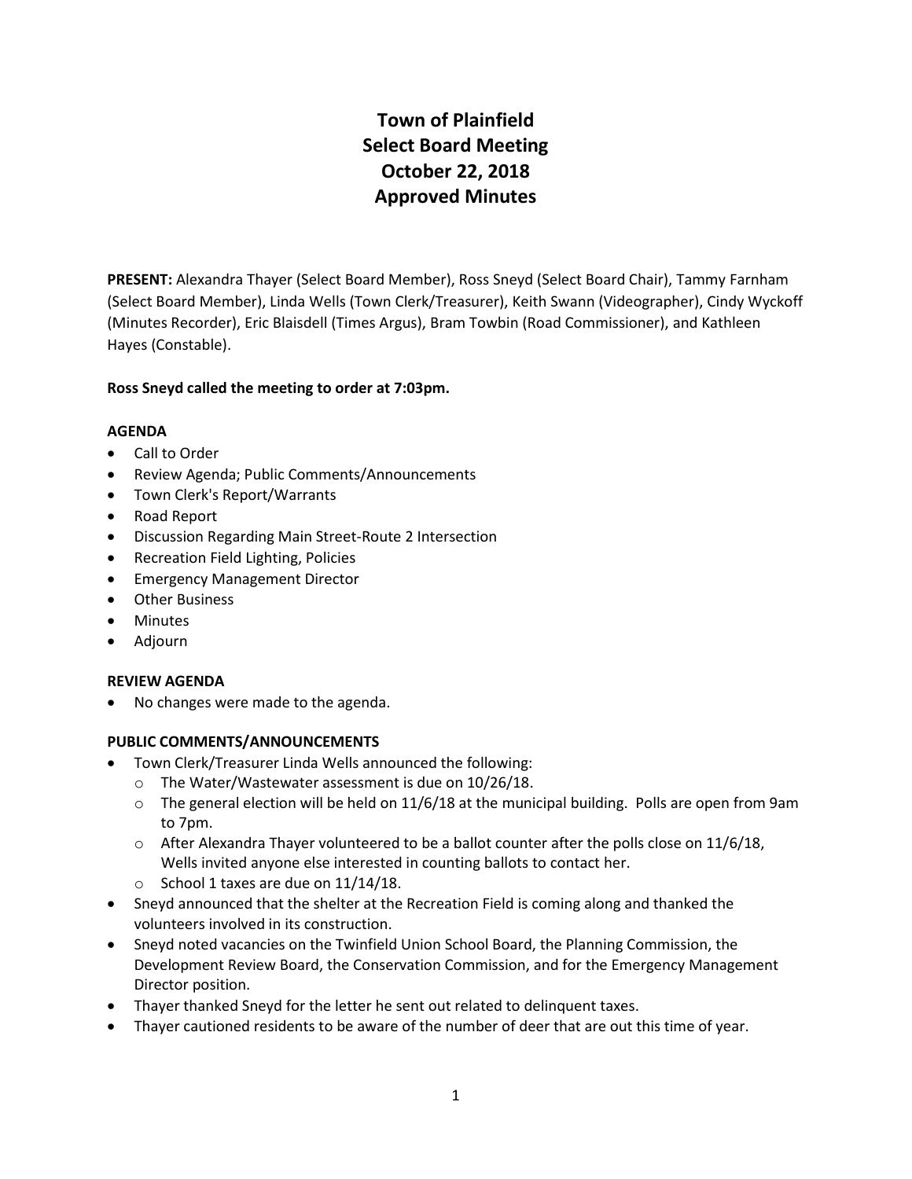# Town of Plainfield
# Select Board Meeting
# October 22, 2018
# Approved Minutes

**PRESENT:** Alexandra Thayer (Select Board Member), Ross Sneyd (Select Board Chair), Tammy Farnham (Select Board Member), Linda Wells (Town Clerk/Treasurer), Keith Swann (Videographer), Cindy Wyckoff (Minutes Recorder), Eric Blaisdell (Times Argus), Bram Towbin (Road Commissioner), and Kathleen Hayes (Constable).

**Ross Sneyd called the meeting to order at 7:03pm.**

**AGENDA**

- Call to Order
- Review Agenda; Public Comments/Announcements
- Town Clerk's Report/Warrants
- Road Report
- Discussion Regarding Main Street-Route 2 Intersection
- Recreation Field Lighting, Policies
- Emergency Management Director
- Other Business
- Minutes
- Adjourn

**REVIEW AGENDA**

- No changes were made to the agenda.

**PUBLIC COMMENTS/ANNOUNCEMENTS**

- Town Clerk/Treasurer Linda Wells announced the following:
  - The Water/Wastewater assessment is due on 10/26/18.
  - The general election will be held on 11/6/18 at the municipal building. Polls are open from 9am to 7pm.
  - After Alexandra Thayer volunteered to be a ballot counter after the polls close on 11/6/18, Wells invited anyone else interested in counting ballots to contact her.
  - School 1 taxes are due on 11/14/18.
- Sneyd announced that the shelter at the Recreation Field is coming along and thanked the volunteers involved in its construction.
- Sneyd noted vacancies on the Twinfield Union School Board, the Planning Commission, the Development Review Board, the Conservation Commission, and for the Emergency Management Director position.
- Thayer thanked Sneyd for the letter he sent out related to delinquent taxes.
- Thayer cautioned residents to be aware of the number of deer that are out this time of year.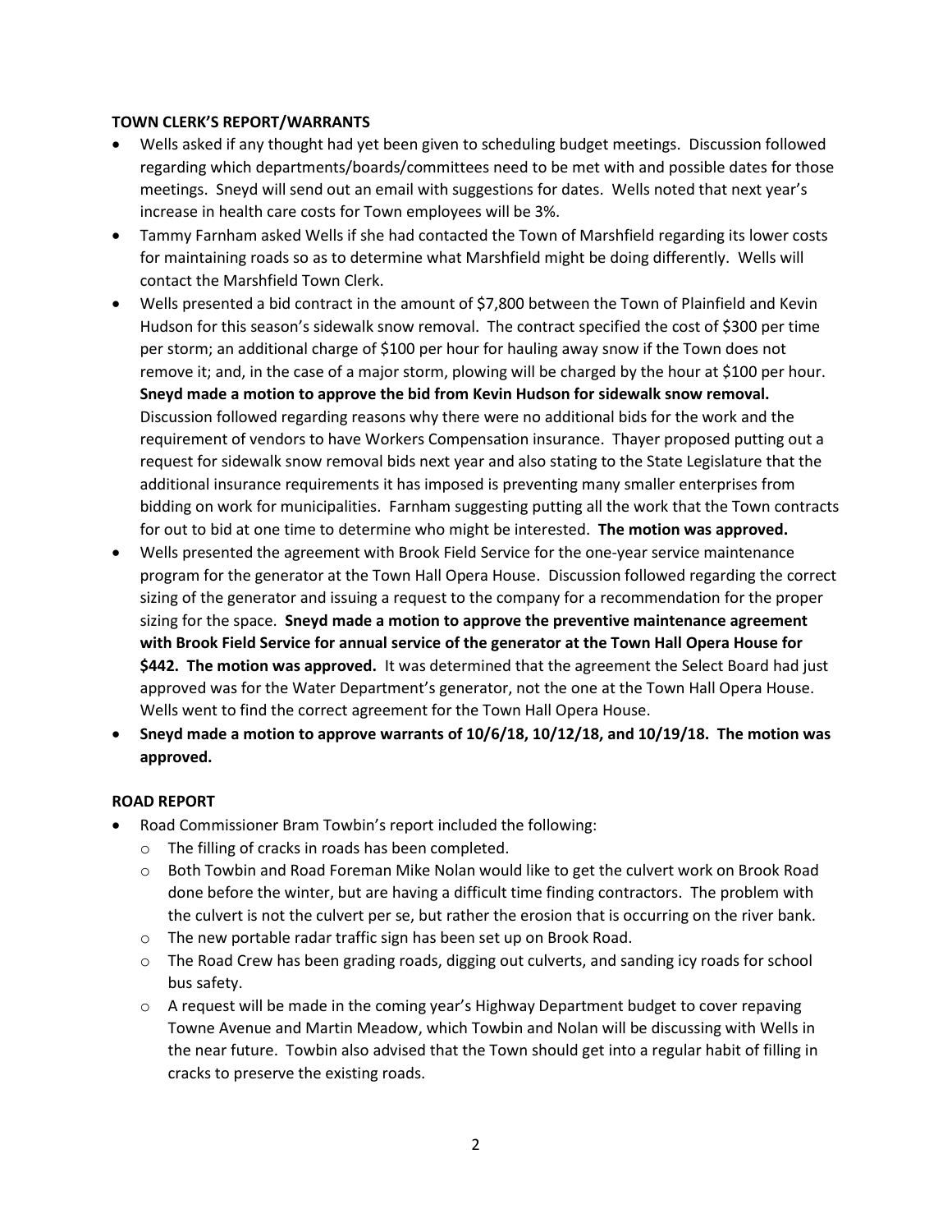**TOWN CLERK'S REPORT/WARRANTS**

- Wells asked if any thought had yet been given to scheduling budget meetings. Discussion followed regarding which departments/boards/committees need to be met with and possible dates for those meetings. Sneyd will send out an email with suggestions for dates. Wells noted that next year's increase in health care costs for Town employees will be 3%.
- Tammy Farnham asked Wells if she had contacted the Town of Marshfield regarding its lower costs for maintaining roads so as to determine what Marshfield might be doing differently. Wells will contact the Marshfield Town Clerk.
- Wells presented a bid contract in the amount of $7,800 between the Town of Plainfield and Kevin Hudson for this season's sidewalk snow removal. The contract specified the cost of $300 per time per storm; an additional charge of $100 per hour for hauling away snow if the Town does not remove it; and, in the case of a major storm, plowing will be charged by the hour at $100 per hour. **Sneyd made a motion to approve the bid from Kevin Hudson for sidewalk snow removal.** Discussion followed regarding reasons why there were no additional bids for the work and the requirement of vendors to have Workers Compensation insurance. Thayer proposed putting out a request for sidewalk snow removal bids next year and also stating to the State Legislature that the additional insurance requirements it has imposed is preventing many smaller enterprises from bidding on work for municipalities. Farnham suggesting putting all the work that the Town contracts for out to bid at one time to determine who might be interested. **The motion was approved.**
- Wells presented the agreement with Brook Field Service for the one-year service maintenance program for the generator at the Town Hall Opera House. Discussion followed regarding the correct sizing of the generator and issuing a request to the company for a recommendation for the proper sizing for the space. **Sneyd made a motion to approve the preventive maintenance agreement with Brook Field Service for annual service of the generator at the Town Hall Opera House for $442. The motion was approved.** It was determined that the agreement the Select Board had just approved was for the Water Department's generator, not the one at the Town Hall Opera House. Wells went to find the correct agreement for the Town Hall Opera House.
- **Sneyd made a motion to approve warrants of 10/6/18, 10/12/18, and 10/19/18. The motion was approved.**

**ROAD REPORT**

- Road Commissioner Bram Towbin's report included the following:
  - The filling of cracks in roads has been completed.
  - Both Towbin and Road Foreman Mike Nolan would like to get the culvert work on Brook Road done before the winter, but are having a difficult time finding contractors. The problem with the culvert is not the culvert per se, but rather the erosion that is occurring on the river bank.
  - The new portable radar traffic sign has been set up on Brook Road.
  - The Road Crew has been grading roads, digging out culverts, and sanding icy roads for school bus safety.
  - A request will be made in the coming year's Highway Department budget to cover repaving Towne Avenue and Martin Meadow, which Towbin and Nolan will be discussing with Wells in the near future. Towbin also advised that the Town should get into a regular habit of filling in cracks to preserve the existing roads.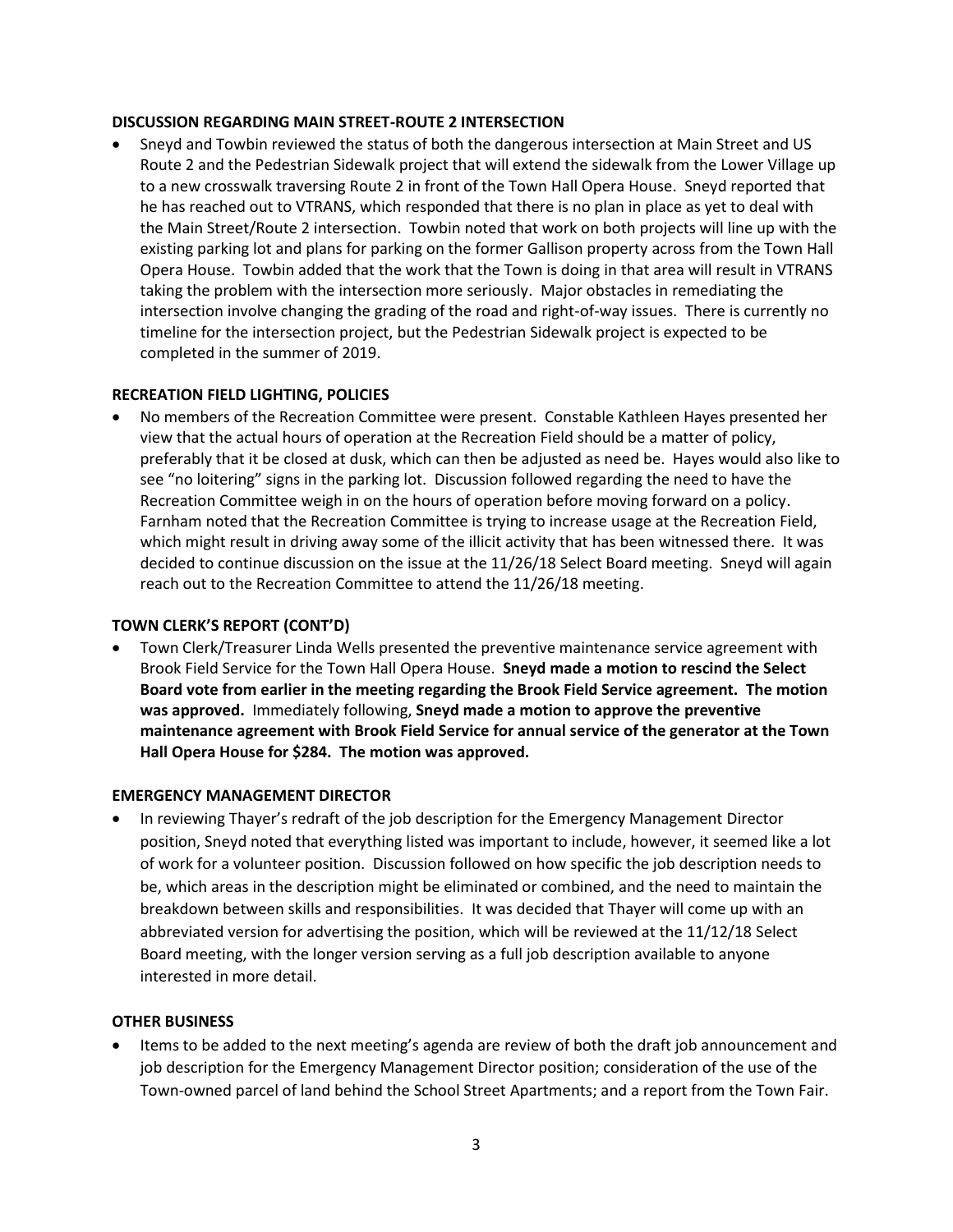**DISCUSSION REGARDING MAIN STREET-ROUTE 2 INTERSECTION**

- Sneyd and Towbin reviewed the status of both the dangerous intersection at Main Street and US Route 2 and the Pedestrian Sidewalk project that will extend the sidewalk from the Lower Village up to a new crosswalk traversing Route 2 in front of the Town Hall Opera House. Sneyd reported that he has reached out to VTRANS, which responded that there is no plan in place as yet to deal with the Main Street/Route 2 intersection. Towbin noted that work on both projects will line up with the existing parking lot and plans for parking on the former Gallison property across from the Town Hall Opera House. Towbin added that the work that the Town is doing in that area will result in VTRANS taking the problem with the intersection more seriously. Major obstacles in remediating the intersection involve changing the grading of the road and right-of-way issues. There is currently no timeline for the intersection project, but the Pedestrian Sidewalk project is expected to be completed in the summer of 2019.

**RECREATION FIELD LIGHTING, POLICIES**

- No members of the Recreation Committee were present. Constable Kathleen Hayes presented her view that the actual hours of operation at the Recreation Field should be a matter of policy, preferably that it be closed at dusk, which can then be adjusted as need be. Hayes would also like to see "no loitering" signs in the parking lot. Discussion followed regarding the need to have the Recreation Committee weigh in on the hours of operation before moving forward on a policy. Farnham noted that the Recreation Committee is trying to increase usage at the Recreation Field, which might result in driving away some of the illicit activity that has been witnessed there. It was decided to continue discussion on the issue at the 11/26/18 Select Board meeting. Sneyd will again reach out to the Recreation Committee to attend the 11/26/18 meeting.

**TOWN CLERK'S REPORT (CONT'D)**

- Town Clerk/Treasurer Linda Wells presented the preventive maintenance service agreement with Brook Field Service for the Town Hall Opera House. **Sneyd made a motion to rescind the Select Board vote from earlier in the meeting regarding the Brook Field Service agreement. The motion was approved.** Immediately following, **Sneyd made a motion to approve the preventive maintenance agreement with Brook Field Service for annual service of the generator at the Town Hall Opera House for $284. The motion was approved.**

**EMERGENCY MANAGEMENT DIRECTOR**

- In reviewing Thayer's redraft of the job description for the Emergency Management Director position, Sneyd noted that everything listed was important to include, however, it seemed like a lot of work for a volunteer position. Discussion followed on how specific the job description needs to be, which areas in the description might be eliminated or combined, and the need to maintain the breakdown between skills and responsibilities. It was decided that Thayer will come up with an abbreviated version for advertising the position, which will be reviewed at the 11/12/18 Select Board meeting, with the longer version serving as a full job description available to anyone interested in more detail.

**OTHER BUSINESS**

- Items to be added to the next meeting's agenda are review of both the draft job announcement and job description for the Emergency Management Director position; consideration of the use of the Town-owned parcel of land behind the School Street Apartments; and a report from the Town Fair.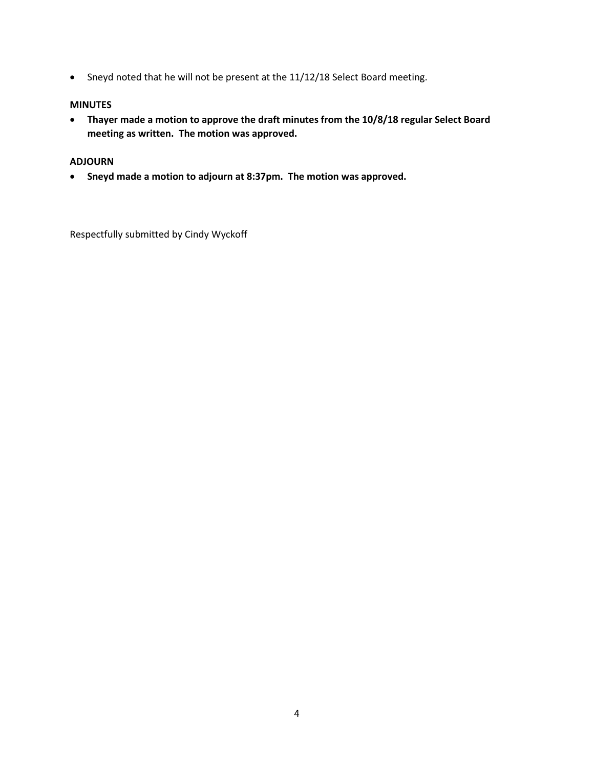- Sneyd noted that he will not be present at the 11/12/18 Select Board meeting.

**MINUTES**

- **Thayer made a motion to approve the draft minutes from the 10/8/18 regular Select Board meeting as written. The motion was approved.**

**ADJOURN**

- **Sneyd made a motion to adjourn at 8:37pm. The motion was approved.**

Respectfully submitted by Cindy Wyckoff